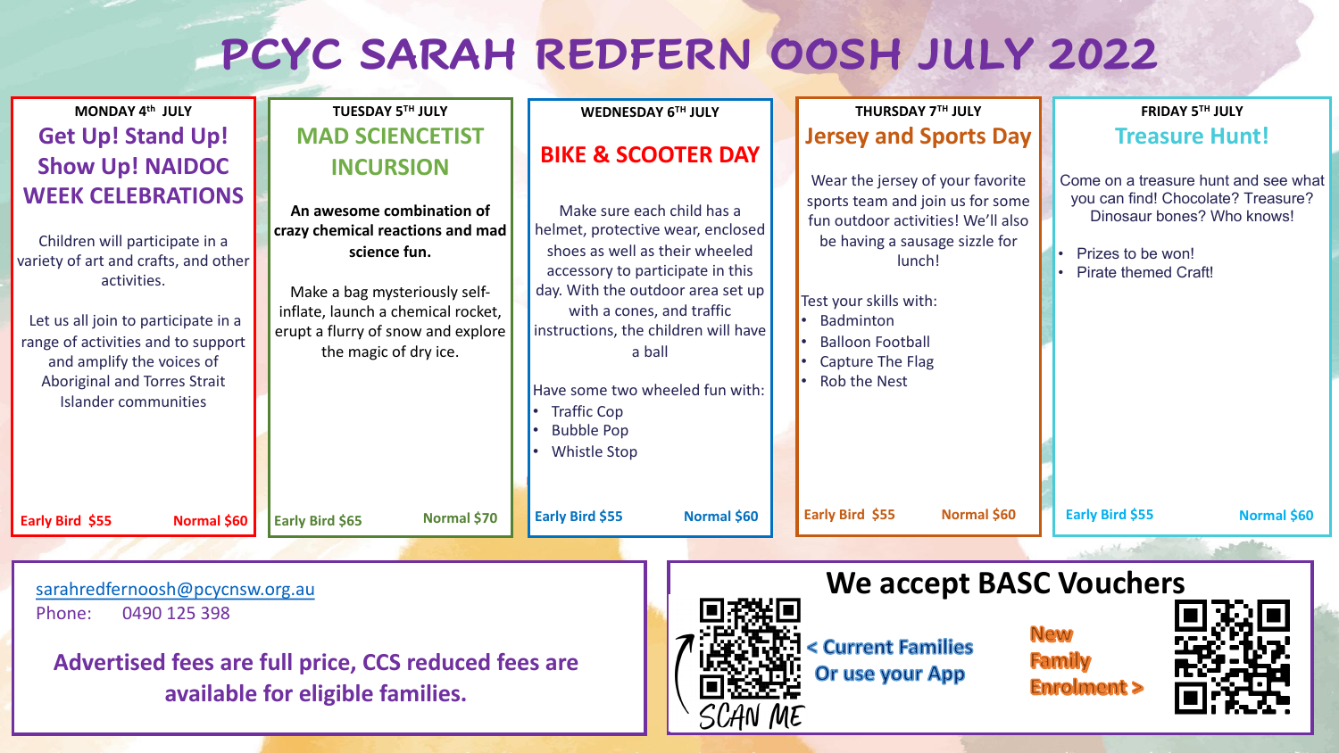# PCYC SARAH REDFERN OOSH JULY 2022

## MONDAY 4th JULY

### Get Up! Stand Up! Show Up! NAIDOC WEEK CELEBRATIONS

Children will participate in a variety of art and crafts, and other activities.

Let us all join to participate in a range of activities and to support and amplify the voices of Aboriginal and Torres Strait Islander communities

**Early Bird $55** **Normal $60**

## TUESDAY 5TH JULY

### MAD SCIENCETIST INCURSION

**An awesome combination of crazy chemical reactions and mad science fun.**

Make a bag mysteriously self-inflate, launch a chemical rocket, erupt a flurry of snow and explore the magic of dry ice.

**Early Bird $65** **Normal $70**

## WEDNESDAY 6TH JULY

### BIKE & SCOOTER DAY

Make sure each child has a helmet, protective wear, enclosed shoes as well as their wheeled accessory to participate in this day. With the outdoor area set up with a cones, and traffic instructions, the children will have a ball

Have some two wheeled fun with:

- Traffic Cop
- Bubble Pop
- Whistle Stop

**Early Bird $55** **Normal $60**

## THURSDAY 7TH JULY

### Jersey and Sports Day

Wear the jersey of your favorite sports team and join us for some fun outdoor activities! We'll also be having a sausage sizzle for lunch!

Test your skills with:

- Badminton
- Balloon Football
- Capture The Flag
- Rob the Nest

**Early Bird $55** **Normal $60**

## FRIDAY 5TH JULY

### Treasure Hunt!

Come on a treasure hunt and see what you can find! Chocolate? Treasure? Dinosaur bones? Who knows!

- Prizes to be won!
- Pirate themed Craft!

**Early Bird $55** **Normal $60**

---

sarahredfernoosh@pcycnsw.org.au
Phone: 0490 125 398

**Advertised fees are full price, CCS reduced fees are available for eligible families.**

## We accept BASC Vouchers

SCAN ME

< Current Families Or use your App

New Family Enrolment >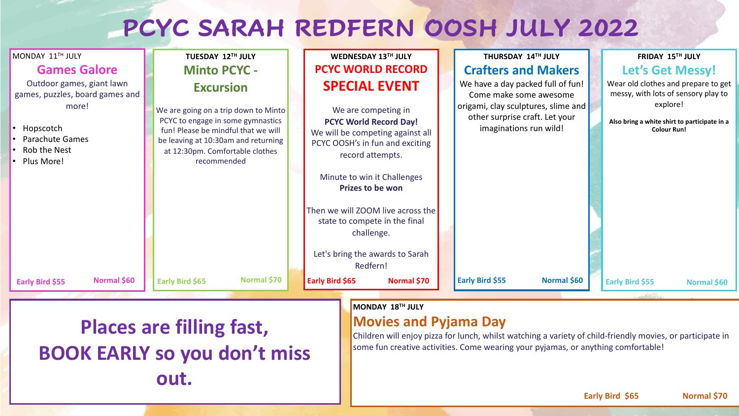# PCYC SARAH REDFERN OOSH JULY 2022

MONDAY 11TH JULY

## Games Galore

Outdoor games, giant lawn games, puzzles, board games and more!

- Hopscotch
- Parachute Games
- Rob the Nest
- Plus More!

Early Bird $55 Normal $60

**TUESDAY 12TH JULY**

## Minto PCYC - Excursion

We are going on a trip down to Minto PCYC to engage in some gymnastics fun! Please be mindful that we will be leaving at 10:30am and returning at 12:30pm. Comfortable clothes recommended

Early Bird $65 Normal $70

**WEDNESDAY 13TH JULY**

## PCYC WORLD RECORD SPECIAL EVENT

We are competing in **PCYC World Record Day!** We will be competing against all PCYC OOSH's in fun and exciting record attempts.

Minute to win it Challenges
**Prizes to be won**

Then we will ZOOM live across the state to compete in the final challenge.

Let's bring the awards to Sarah Redfern!

Early Bird $65 Normal $70

**THURSDAY 14TH JULY**

## Crafters and Makers

We have a day packed full of fun! Come make some awesome origami, clay sculptures, slime and other surprise craft. Let your imaginations run wild!

Early Bird $55 Normal $60

**FRIDAY 15TH JULY**

## Let's Get Messy!

Wear old clothes and prepare to get messy, with lots of sensory play to explore!

**Also bring a white shirt to participate in a Colour Run!**

Early Bird $55 Normal $60

**Places are filling fast, BOOK EARLY so you don't miss out.**

**MONDAY 18TH JULY**

## Movies and Pyjama Day

Children will enjoy pizza for lunch, whilst watching a variety of child-friendly movies, or participate in some fun creative activities. Come wearing your pyjamas, or anything comfortable!

Early Bird $65 Normal $70